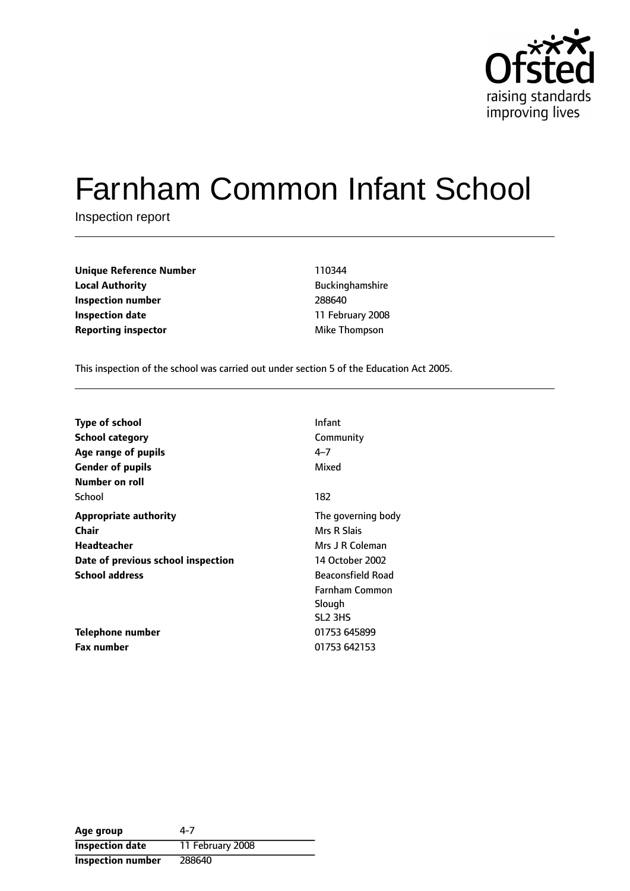# Farnham Common Infant School

Inspection report

| | |
|---|---|
| **Unique Reference Number** | 110344 |
| **Local Authority** | Buckinghamshire |
| **Inspection number** | 288640 |
| **Inspection date** | 11 February 2008 |
| **Reporting inspector** | Mike Thompson |

This inspection of the school was carried out under section 5 of the Education Act 2005.

| | |
|---|---|
| **Type of school** | Infant |
| **School category** | Community |
| **Age range of pupils** | 4–7 |
| **Gender of pupils** | Mixed |
| **Number on roll** | |
| School | 182 |
| **Appropriate authority** | The governing body |
| **Chair** | Mrs R Slais |
| **Headteacher** | Mrs J R Coleman |
| **Date of previous school inspection** | 14 October 2002 |
| **School address** | Beaconsfield Road<br>Farnham Common<br>Slough<br>SL2 3HS |
| **Telephone number** | 01753 645899 |
| **Fax number** | 01753 642153 |

| | |
|---|---|
| **Age group** | 4-7 |
| **Inspection date** | 11 February 2008 |
| **Inspection number** | 288640 |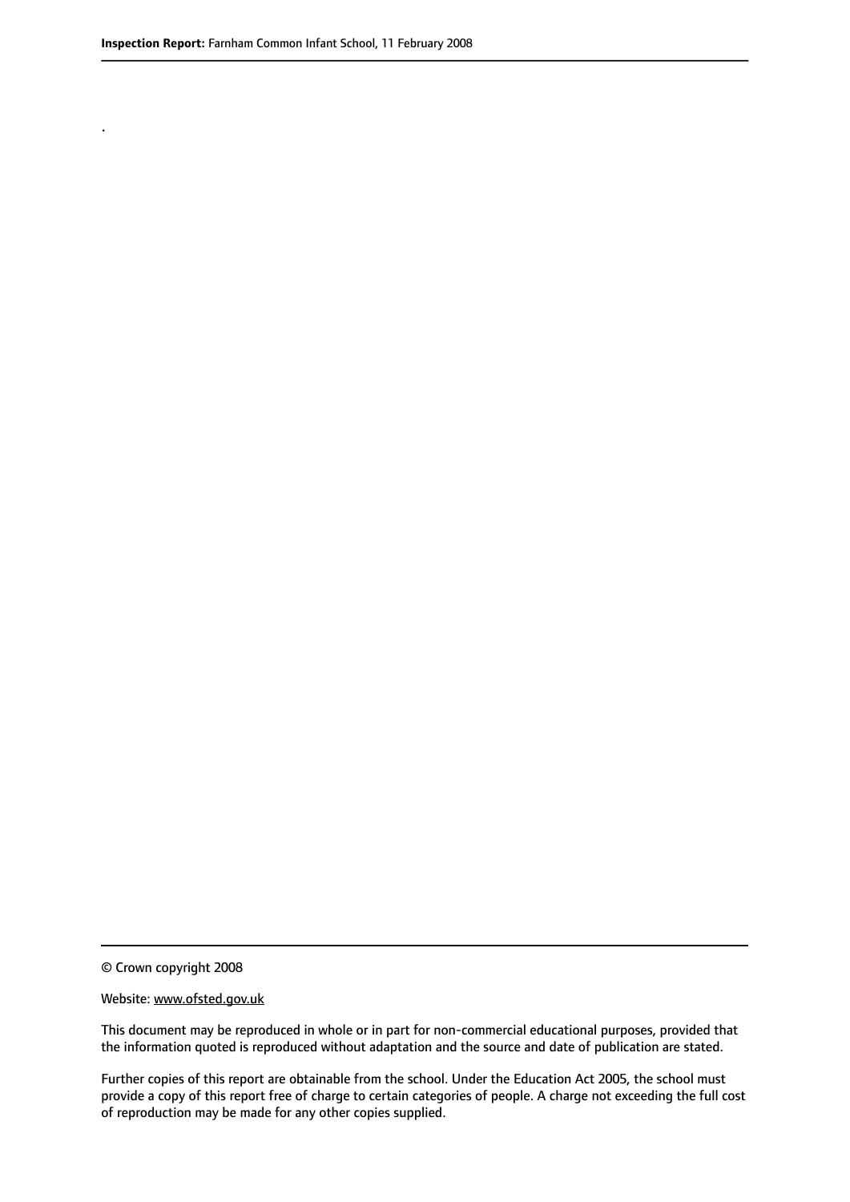.

© Crown copyright 2008

Website: www.ofsted.gov.uk

This document may be reproduced in whole or in part for non-commercial educational purposes, provided that the information quoted is reproduced without adaptation and the source and date of publication are stated.

Further copies of this report are obtainable from the school. Under the Education Act 2005, the school must provide a copy of this report free of charge to certain categories of people. A charge not exceeding the full cost of reproduction may be made for any other copies supplied.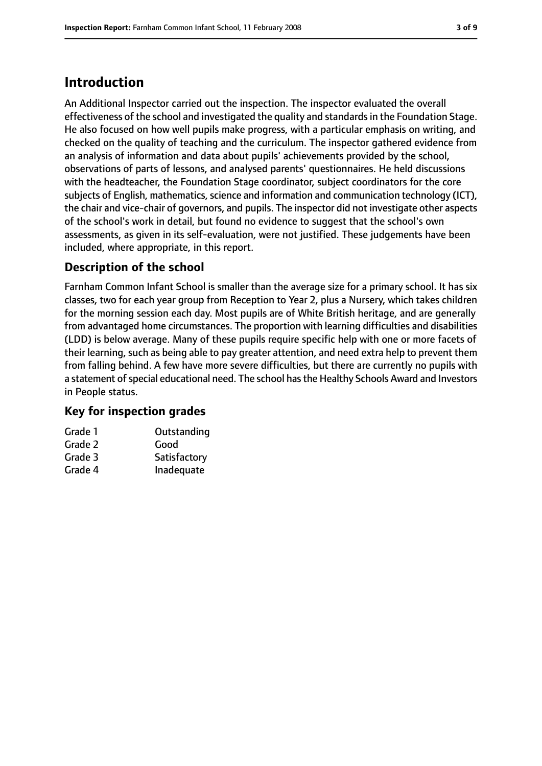# Introduction

An Additional Inspector carried out the inspection. The inspector evaluated the overall effectiveness of the school and investigated the quality and standards in the Foundation Stage. He also focused on how well pupils make progress, with a particular emphasis on writing, and checked on the quality of teaching and the curriculum. The inspector gathered evidence from an analysis of information and data about pupils' achievements provided by the school, observations of parts of lessons, and analysed parents' questionnaires. He held discussions with the headteacher, the Foundation Stage coordinator, subject coordinators for the core subjects of English, mathematics, science and information and communication technology (ICT), the chair and vice-chair of governors, and pupils. The inspector did not investigate other aspects of the school's work in detail, but found no evidence to suggest that the school's own assessments, as given in its self-evaluation, were not justified. These judgements have been included, where appropriate, in this report.

## Description of the school

Farnham Common Infant School is smaller than the average size for a primary school. It has six classes, two for each year group from Reception to Year 2, plus a Nursery, which takes children for the morning session each day. Most pupils are of White British heritage, and are generally from advantaged home circumstances. The proportion with learning difficulties and disabilities (LDD) is below average. Many of these pupils require specific help with one or more facets of their learning, such as being able to pay greater attention, and need extra help to prevent them from falling behind. A few have more severe difficulties, but there are currently no pupils with a statement of special educational need. The school has the Healthy Schools Award and Investors in People status.

## Key for inspection grades

| | |
|---|---|
| Grade 1 | Outstanding |
| Grade 2 | Good |
| Grade 3 | Satisfactory |
| Grade 4 | Inadequate |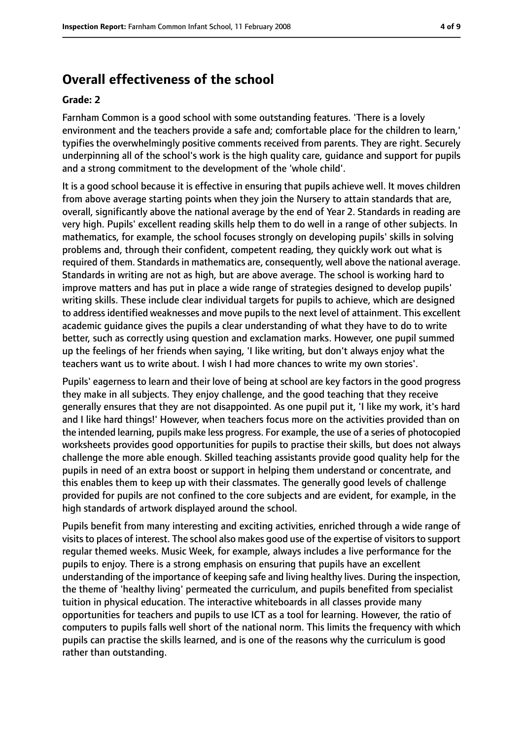## Overall effectiveness of the school

**Grade: 2**

Farnham Common is a good school with some outstanding features. 'There is a lovely environment and the teachers provide a safe and; comfortable place for the children to learn,' typifies the overwhelmingly positive comments received from parents. They are right. Securely underpinning all of the school's work is the high quality care, guidance and support for pupils and a strong commitment to the development of the 'whole child'.

It is a good school because it is effective in ensuring that pupils achieve well. It moves children from above average starting points when they join the Nursery to attain standards that are, overall, significantly above the national average by the end of Year 2. Standards in reading are very high. Pupils' excellent reading skills help them to do well in a range of other subjects. In mathematics, for example, the school focuses strongly on developing pupils' skills in solving problems and, through their confident, competent reading, they quickly work out what is required of them. Standards in mathematics are, consequently, well above the national average. Standards in writing are not as high, but are above average. The school is working hard to improve matters and has put in place a wide range of strategies designed to develop pupils' writing skills. These include clear individual targets for pupils to achieve, which are designed to address identified weaknesses and move pupils to the next level of attainment. This excellent academic guidance gives the pupils a clear understanding of what they have to do to write better, such as correctly using question and exclamation marks. However, one pupil summed up the feelings of her friends when saying, 'I like writing, but don't always enjoy what the teachers want us to write about. I wish I had more chances to write my own stories'.

Pupils' eagerness to learn and their love of being at school are key factors in the good progress they make in all subjects. They enjoy challenge, and the good teaching that they receive generally ensures that they are not disappointed. As one pupil put it, 'I like my work, it's hard and I like hard things!' However, when teachers focus more on the activities provided than on the intended learning, pupils make less progress. For example, the use of a series of photocopied worksheets provides good opportunities for pupils to practise their skills, but does not always challenge the more able enough. Skilled teaching assistants provide good quality help for the pupils in need of an extra boost or support in helping them understand or concentrate, and this enables them to keep up with their classmates. The generally good levels of challenge provided for pupils are not confined to the core subjects and are evident, for example, in the high standards of artwork displayed around the school.

Pupils benefit from many interesting and exciting activities, enriched through a wide range of visits to places of interest. The school also makes good use of the expertise of visitors to support regular themed weeks. Music Week, for example, always includes a live performance for the pupils to enjoy. There is a strong emphasis on ensuring that pupils have an excellent understanding of the importance of keeping safe and living healthy lives. During the inspection, the theme of 'healthy living' permeated the curriculum, and pupils benefited from specialist tuition in physical education. The interactive whiteboards in all classes provide many opportunities for teachers and pupils to use ICT as a tool for learning. However, the ratio of computers to pupils falls well short of the national norm. This limits the frequency with which pupils can practise the skills learned, and is one of the reasons why the curriculum is good rather than outstanding.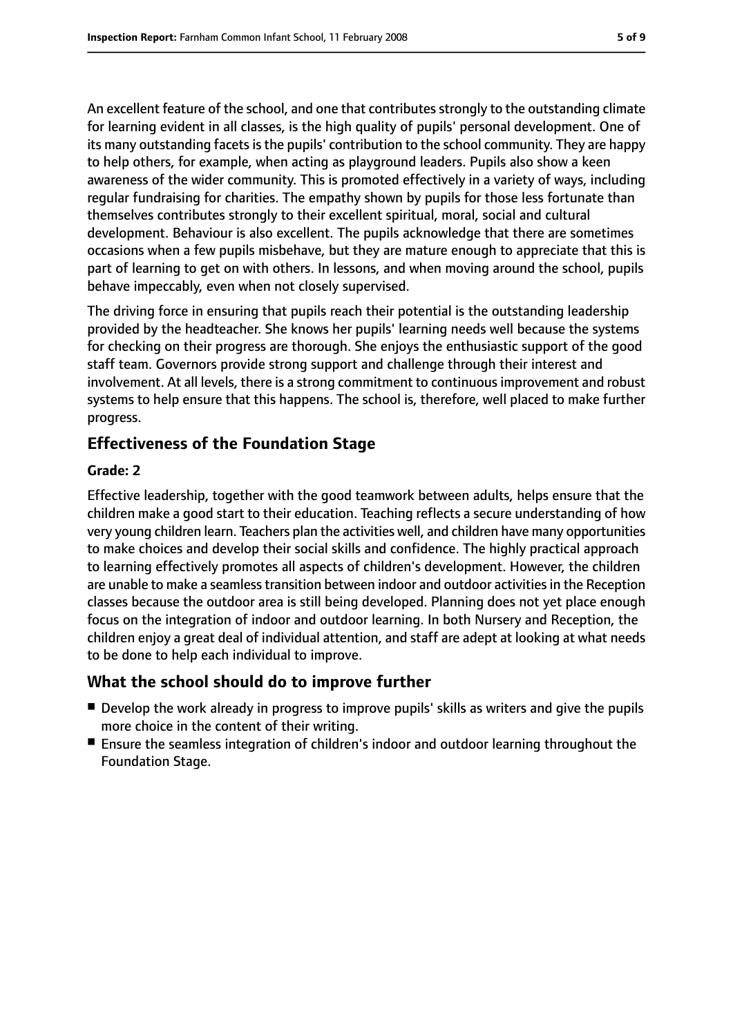An excellent feature of the school, and one that contributes strongly to the outstanding climate for learning evident in all classes, is the high quality of pupils' personal development. One of its many outstanding facets is the pupils' contribution to the school community. They are happy to help others, for example, when acting as playground leaders. Pupils also show a keen awareness of the wider community. This is promoted effectively in a variety of ways, including regular fundraising for charities. The empathy shown by pupils for those less fortunate than themselves contributes strongly to their excellent spiritual, moral, social and cultural development. Behaviour is also excellent. The pupils acknowledge that there are sometimes occasions when a few pupils misbehave, but they are mature enough to appreciate that this is part of learning to get on with others. In lessons, and when moving around the school, pupils behave impeccably, even when not closely supervised.

The driving force in ensuring that pupils reach their potential is the outstanding leadership provided by the headteacher. She knows her pupils' learning needs well because the systems for checking on their progress are thorough. She enjoys the enthusiastic support of the good staff team. Governors provide strong support and challenge through their interest and involvement. At all levels, there is a strong commitment to continuous improvement and robust systems to help ensure that this happens. The school is, therefore, well placed to make further progress.

## Effectiveness of the Foundation Stage

**Grade: 2**

Effective leadership, together with the good teamwork between adults, helps ensure that the children make a good start to their education. Teaching reflects a secure understanding of how very young children learn. Teachers plan the activities well, and children have many opportunities to make choices and develop their social skills and confidence. The highly practical approach to learning effectively promotes all aspects of children's development. However, the children are unable to make a seamless transition between indoor and outdoor activities in the Reception classes because the outdoor area is still being developed. Planning does not yet place enough focus on the integration of indoor and outdoor learning. In both Nursery and Reception, the children enjoy a great deal of individual attention, and staff are adept at looking at what needs to be done to help each individual to improve.

## What the school should do to improve further

- Develop the work already in progress to improve pupils' skills as writers and give the pupils more choice in the content of their writing.
- Ensure the seamless integration of children's indoor and outdoor learning throughout the Foundation Stage.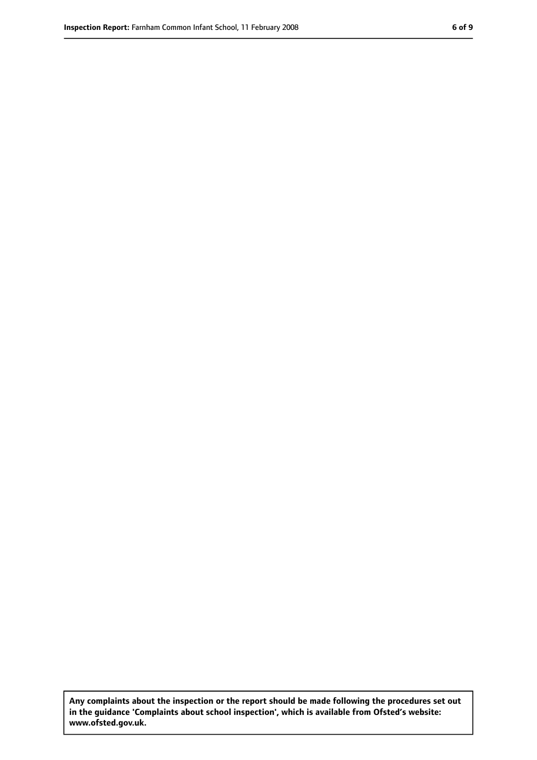**Any complaints about the inspection or the report should be made following the procedures set out in the guidance 'Complaints about school inspection', which is available from Ofsted's website: www.ofsted.gov.uk.**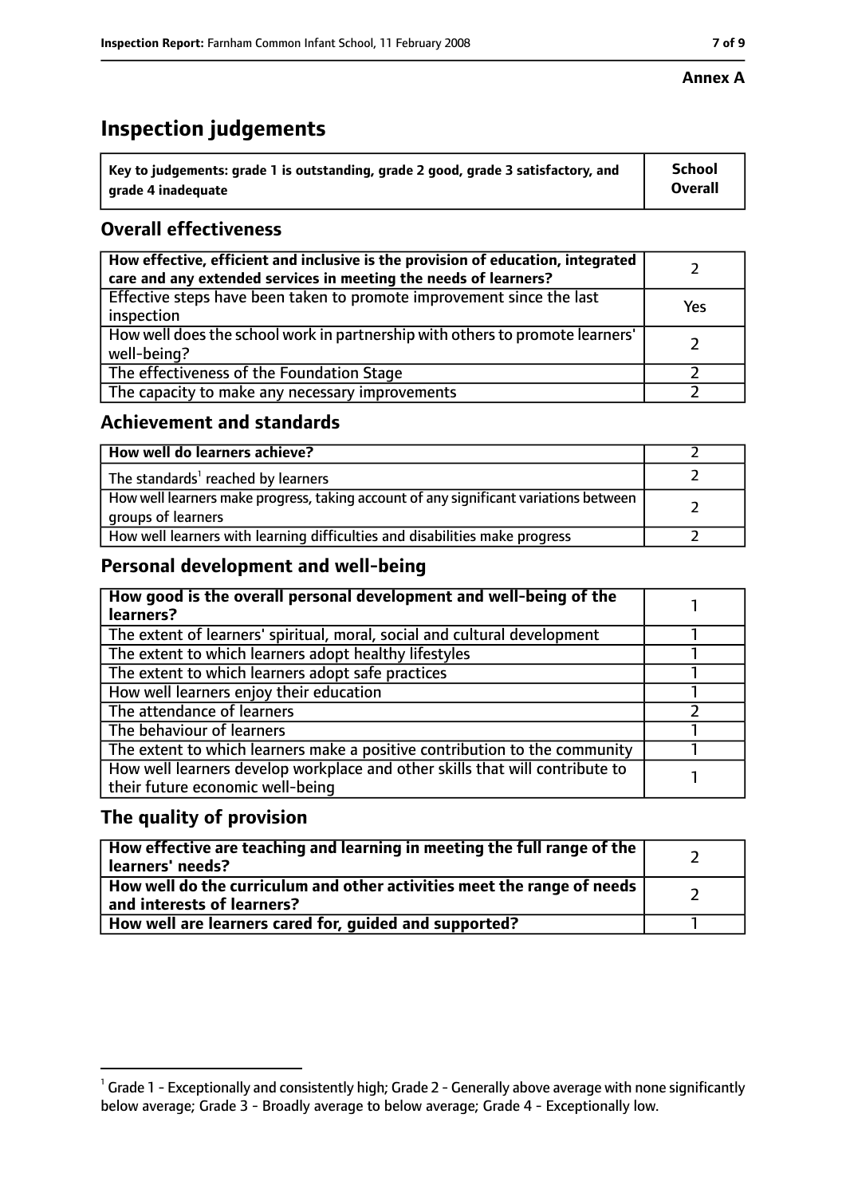**Annex A**

# Inspection judgements

| Key to judgements: grade 1 is outstanding, grade 2 good, grade 3 satisfactory, and grade 4 inadequate | School Overall |
|---|---|

## Overall effectiveness

| | |
|---|---|
| **How effective, efficient and inclusive is the provision of education, integrated care and any extended services in meeting the needs of learners?** | 2 |
| Effective steps have been taken to promote improvement since the last inspection | Yes |
| How well does the school work in partnership with others to promote learners' well-being? | 2 |
| The effectiveness of the Foundation Stage | 2 |
| The capacity to make any necessary improvements | 2 |

## Achievement and standards

| | |
|---|---|
| **How well do learners achieve?** | 2 |
| The standards[1] reached by learners | 2 |
| How well learners make progress, taking account of any significant variations between groups of learners | 2 |
| How well learners with learning difficulties and disabilities make progress | 2 |

## Personal development and well-being

| | |
|---|---|
| **How good is the overall personal development and well-being of the learners?** | 1 |
| The extent of learners' spiritual, moral, social and cultural development | 1 |
| The extent to which learners adopt healthy lifestyles | 1 |
| The extent to which learners adopt safe practices | 1 |
| How well learners enjoy their education | 1 |
| The attendance of learners | 2 |
| The behaviour of learners | 1 |
| The extent to which learners make a positive contribution to the community | 1 |
| How well learners develop workplace and other skills that will contribute to their future economic well-being | 1 |

## The quality of provision

| | |
|---|---|
| **How effective are teaching and learning in meeting the full range of the learners' needs?** | 2 |
| **How well do the curriculum and other activities meet the range of needs and interests of learners?** | 2 |
| **How well are learners cared for, guided and supported?** | 1 |

[1] Grade 1 - Exceptionally and consistently high; Grade 2 - Generally above average with none significantly below average; Grade 3 - Broadly average to below average; Grade 4 - Exceptionally low.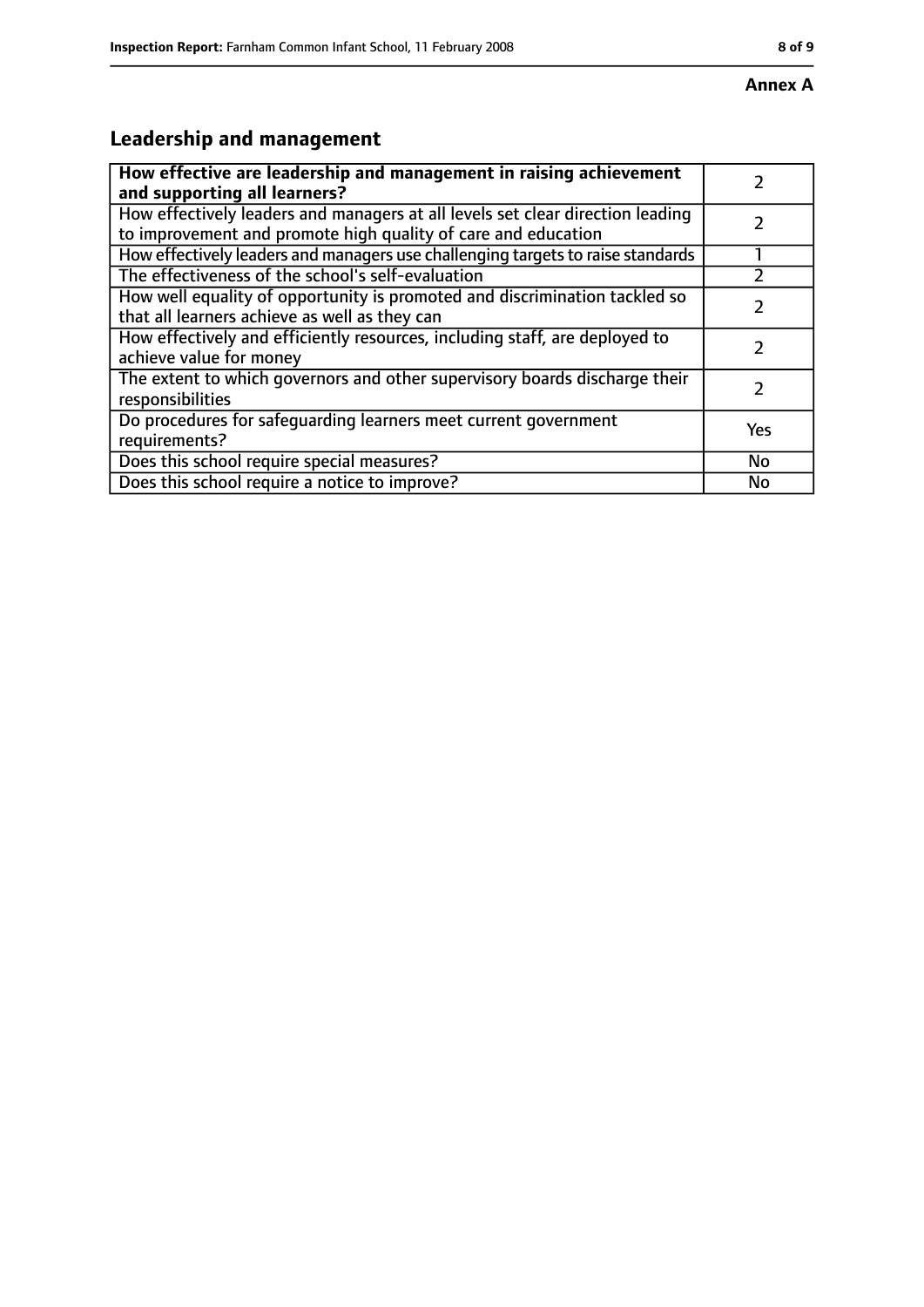**Annex A**

## Leadership and management

| How effective are leadership and management in raising achievement and supporting all learners? | 2 |
|---|---|
| How effectively leaders and managers at all levels set clear direction leading to improvement and promote high quality of care and education | 2 |
| How effectively leaders and managers use challenging targets to raise standards | 1 |
| The effectiveness of the school's self-evaluation | 2 |
| How well equality of opportunity is promoted and discrimination tackled so that all learners achieve as well as they can | 2 |
| How effectively and efficiently resources, including staff, are deployed to achieve value for money | 2 |
| The extent to which governors and other supervisory boards discharge their responsibilities | 2 |
| Do procedures for safeguarding learners meet current government requirements? | Yes |
| Does this school require special measures? | No |
| Does this school require a notice to improve? | No |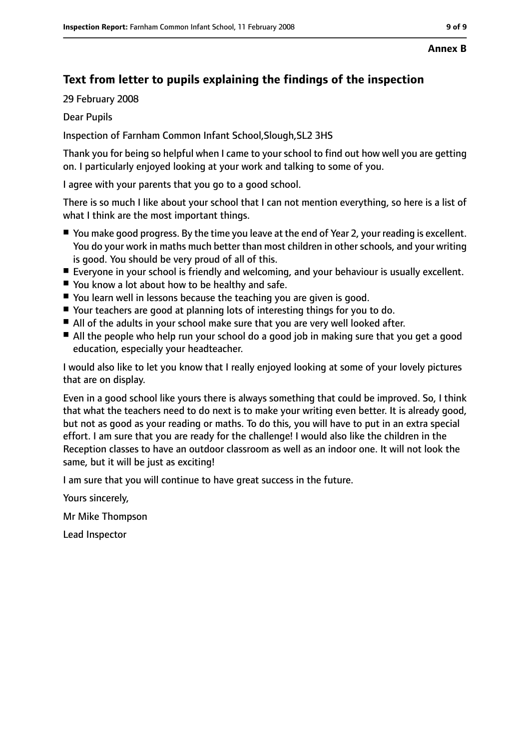**Annex B**

## Text from letter to pupils explaining the findings of the inspection

29 February 2008

Dear Pupils

Inspection of Farnham Common Infant School,Slough,SL2 3HS

Thank you for being so helpful when I came to your school to find out how well you are getting on. I particularly enjoyed looking at your work and talking to some of you.

I agree with your parents that you go to a good school.

There is so much I like about your school that I can not mention everything, so here is a list of what I think are the most important things.

- You make good progress. By the time you leave at the end of Year 2, your reading is excellent. You do your work in maths much better than most children in other schools, and your writing is good. You should be very proud of all of this.
- Everyone in your school is friendly and welcoming, and your behaviour is usually excellent.
- You know a lot about how to be healthy and safe.
- You learn well in lessons because the teaching you are given is good.
- Your teachers are good at planning lots of interesting things for you to do.
- All of the adults in your school make sure that you are very well looked after.
- All the people who help run your school do a good job in making sure that you get a good education, especially your headteacher.

I would also like to let you know that I really enjoyed looking at some of your lovely pictures that are on display.

Even in a good school like yours there is always something that could be improved. So, I think that what the teachers need to do next is to make your writing even better. It is already good, but not as good as your reading or maths. To do this, you will have to put in an extra special effort. I am sure that you are ready for the challenge! I would also like the children in the Reception classes to have an outdoor classroom as well as an indoor one. It will not look the same, but it will be just as exciting!

I am sure that you will continue to have great success in the future.

Yours sincerely,

Mr Mike Thompson

Lead Inspector